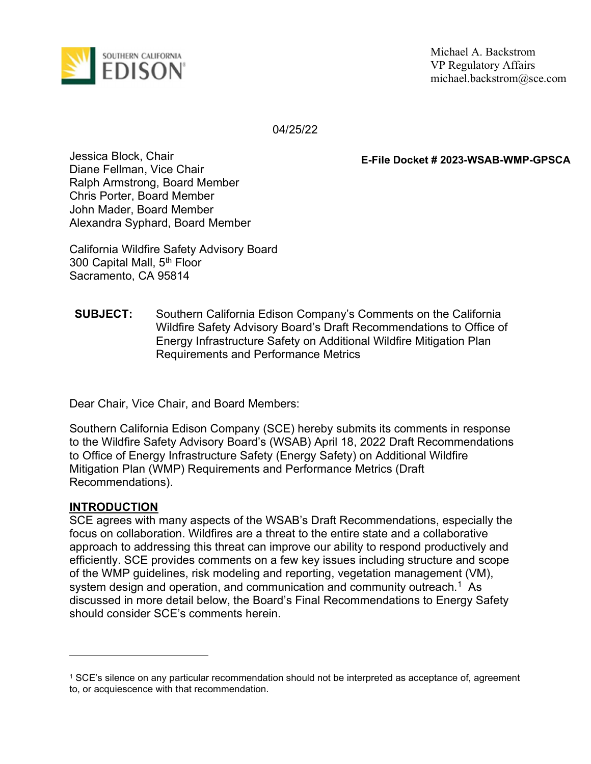SOUTHERN CALIFORNIA EDISON

Michael A. Backstrom
VP Regulatory Affairs
michael.backstrom@sce.com

04/25/22

Jessica Block, Chair
Diane Fellman, Vice Chair
Ralph Armstrong, Board Member
Chris Porter, Board Member
John Mader, Board Member
Alexandra Syphard, Board Member

**E-File Docket # 2023-WSAB-WMP-GPSCA**

California Wildfire Safety Advisory Board
300 Capital Mall, 5th Floor
Sacramento, CA 95814

**SUBJECT:** Southern California Edison Company's Comments on the California Wildfire Safety Advisory Board's Draft Recommendations to Office of Energy Infrastructure Safety on Additional Wildfire Mitigation Plan Requirements and Performance Metrics

Dear Chair, Vice Chair, and Board Members:

Southern California Edison Company (SCE) hereby submits its comments in response to the Wildfire Safety Advisory Board's (WSAB) April 18, 2022 Draft Recommendations to Office of Energy Infrastructure Safety (Energy Safety) on Additional Wildfire Mitigation Plan (WMP) Requirements and Performance Metrics (Draft Recommendations).

**INTRODUCTION**

SCE agrees with many aspects of the WSAB's Draft Recommendations, especially the focus on collaboration. Wildfires are a threat to the entire state and a collaborative approach to addressing this threat can improve our ability to respond productively and efficiently. SCE provides comments on a few key issues including structure and scope of the WMP guidelines, risk modeling and reporting, vegetation management (VM), system design and operation, and communication and community outreach.[1] As discussed in more detail below, the Board's Final Recommendations to Energy Safety should consider SCE's comments herein.

---

[1] SCE's silence on any particular recommendation should not be interpreted as acceptance of, agreement to, or acquiescence with that recommendation.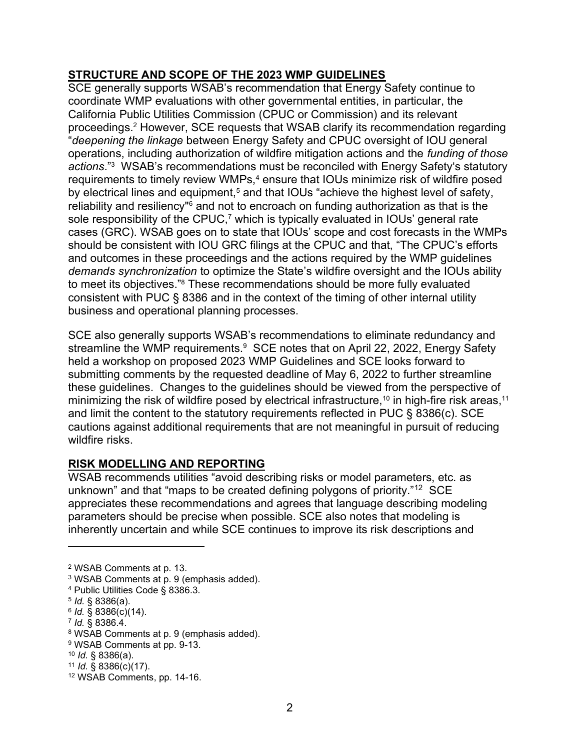## STRUCTURE AND SCOPE OF THE 2023 WMP GUIDELINES

SCE generally supports WSAB's recommendation that Energy Safety continue to coordinate WMP evaluations with other governmental entities, in particular, the California Public Utilities Commission (CPUC or Commission) and its relevant proceedings.[2] However, SCE requests that WSAB clarify its recommendation regarding "*deepening the linkage* between Energy Safety and CPUC oversight of IOU general operations, including authorization of wildfire mitigation actions and the *funding of those actions*."[3] WSAB's recommendations must be reconciled with Energy Safety's statutory requirements to timely review WMPs,[4] ensure that IOUs minimize risk of wildfire posed by electrical lines and equipment,[5] and that IOUs "achieve the highest level of safety, reliability and resiliency"[6] and not to encroach on funding authorization as that is the sole responsibility of the CPUC,[7] which is typically evaluated in IOUs' general rate cases (GRC). WSAB goes on to state that IOUs' scope and cost forecasts in the WMPs should be consistent with IOU GRC filings at the CPUC and that, "The CPUC's efforts and outcomes in these proceedings and the actions required by the WMP guidelines *demands synchronization* to optimize the State's wildfire oversight and the IOUs ability to meet its objectives."[8] These recommendations should be more fully evaluated consistent with PUC § 8386 and in the context of the timing of other internal utility business and operational planning processes.

SCE also generally supports WSAB's recommendations to eliminate redundancy and streamline the WMP requirements.[9] SCE notes that on April 22, 2022, Energy Safety held a workshop on proposed 2023 WMP Guidelines and SCE looks forward to submitting comments by the requested deadline of May 6, 2022 to further streamline these guidelines. Changes to the guidelines should be viewed from the perspective of minimizing the risk of wildfire posed by electrical infrastructure,[10] in high-fire risk areas,[11] and limit the content to the statutory requirements reflected in PUC § 8386(c). SCE cautions against additional requirements that are not meaningful in pursuit of reducing wildfire risks.

## RISK MODELLING AND REPORTING

WSAB recommends utilities "avoid describing risks or model parameters, etc. as unknown" and that "maps to be created defining polygons of priority."[12] SCE appreciates these recommendations and agrees that language describing modeling parameters should be precise when possible. SCE also notes that modeling is inherently uncertain and while SCE continues to improve its risk descriptions and

---

[2] WSAB Comments at p. 13.
[3] WSAB Comments at p. 9 (emphasis added).
[4] Public Utilities Code § 8386.3.
[5] *Id.* § 8386(a).
[6] *Id.* § 8386(c)(14).
[7] *Id.* § 8386.4.
[8] WSAB Comments at p. 9 (emphasis added).
[9] WSAB Comments at pp. 9-13.
[10] *Id.* § 8386(a).
[11] *Id.* § 8386(c)(17).
[12] WSAB Comments, pp. 14-16.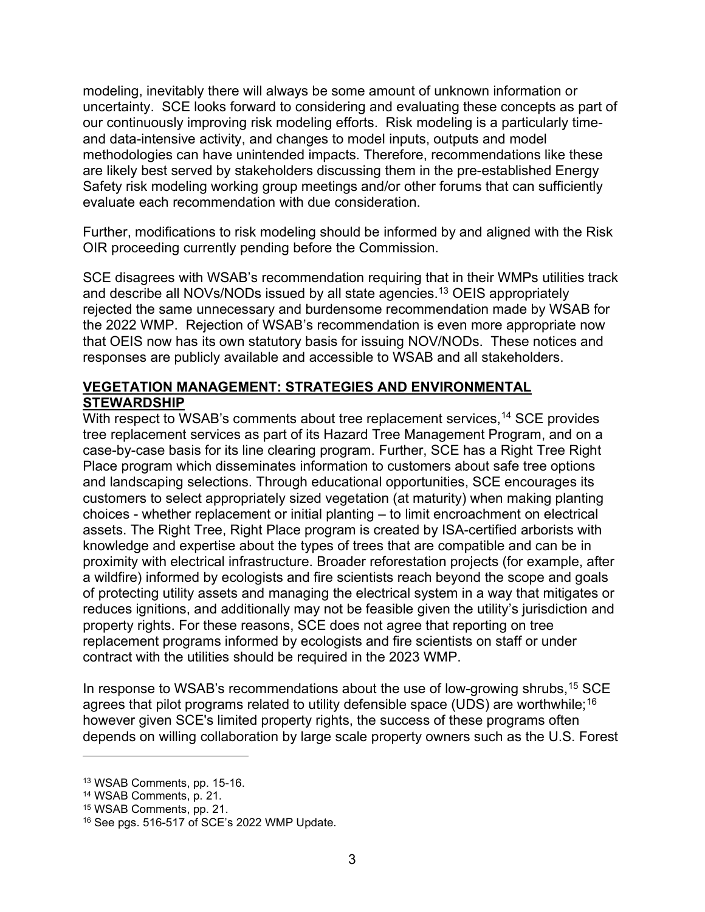modeling, inevitably there will always be some amount of unknown information or uncertainty. SCE looks forward to considering and evaluating these concepts as part of our continuously improving risk modeling efforts. Risk modeling is a particularly time- and data-intensive activity, and changes to model inputs, outputs and model methodologies can have unintended impacts. Therefore, recommendations like these are likely best served by stakeholders discussing them in the pre-established Energy Safety risk modeling working group meetings and/or other forums that can sufficiently evaluate each recommendation with due consideration.

Further, modifications to risk modeling should be informed by and aligned with the Risk OIR proceeding currently pending before the Commission.

SCE disagrees with WSAB's recommendation requiring that in their WMPs utilities track and describe all NOVs/NODs issued by all state agencies.[13] OEIS appropriately rejected the same unnecessary and burdensome recommendation made by WSAB for the 2022 WMP. Rejection of WSAB's recommendation is even more appropriate now that OEIS now has its own statutory basis for issuing NOV/NODs. These notices and responses are publicly available and accessible to WSAB and all stakeholders.

## **VEGETATION MANAGEMENT: STRATEGIES AND ENVIRONMENTAL STEWARDSHIP**

With respect to WSAB's comments about tree replacement services,[14] SCE provides tree replacement services as part of its Hazard Tree Management Program, and on a case-by-case basis for its line clearing program. Further, SCE has a Right Tree Right Place program which disseminates information to customers about safe tree options and landscaping selections. Through educational opportunities, SCE encourages its customers to select appropriately sized vegetation (at maturity) when making planting choices - whether replacement or initial planting – to limit encroachment on electrical assets. The Right Tree, Right Place program is created by ISA-certified arborists with knowledge and expertise about the types of trees that are compatible and can be in proximity with electrical infrastructure. Broader reforestation projects (for example, after a wildfire) informed by ecologists and fire scientists reach beyond the scope and goals of protecting utility assets and managing the electrical system in a way that mitigates or reduces ignitions, and additionally may not be feasible given the utility's jurisdiction and property rights. For these reasons, SCE does not agree that reporting on tree replacement programs informed by ecologists and fire scientists on staff or under contract with the utilities should be required in the 2023 WMP.

In response to WSAB's recommendations about the use of low-growing shrubs,[15] SCE agrees that pilot programs related to utility defensible space (UDS) are worthwhile;[16] however given SCE's limited property rights, the success of these programs often depends on willing collaboration by large scale property owners such as the U.S. Forest

---

[13] WSAB Comments, pp. 15-16.

[14] WSAB Comments, p. 21.

[15] WSAB Comments, pp. 21.

[16] See pgs. 516-517 of SCE's 2022 WMP Update.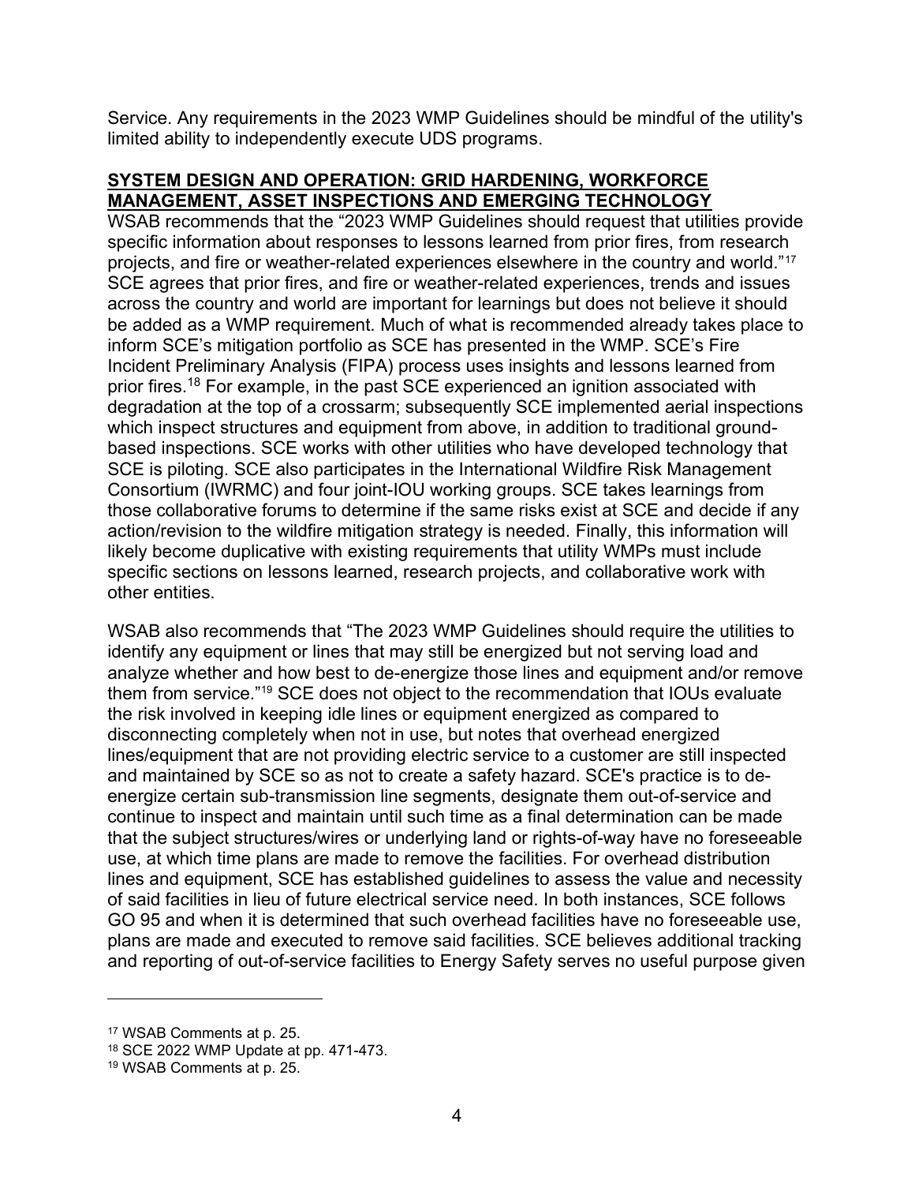Service. Any requirements in the 2023 WMP Guidelines should be mindful of the utility's limited ability to independently execute UDS programs.

**SYSTEM DESIGN AND OPERATION: GRID HARDENING, WORKFORCE MANAGEMENT, ASSET INSPECTIONS AND EMERGING TECHNOLOGY**

WSAB recommends that the "2023 WMP Guidelines should request that utilities provide specific information about responses to lessons learned from prior fires, from research projects, and fire or weather-related experiences elsewhere in the country and world."[17] SCE agrees that prior fires, and fire or weather-related experiences, trends and issues across the country and world are important for learnings but does not believe it should be added as a WMP requirement. Much of what is recommended already takes place to inform SCE's mitigation portfolio as SCE has presented in the WMP. SCE's Fire Incident Preliminary Analysis (FIPA) process uses insights and lessons learned from prior fires.[18] For example, in the past SCE experienced an ignition associated with degradation at the top of a crossarm; subsequently SCE implemented aerial inspections which inspect structures and equipment from above, in addition to traditional ground-based inspections. SCE works with other utilities who have developed technology that SCE is piloting. SCE also participates in the International Wildfire Risk Management Consortium (IWRMC) and four joint-IOU working groups. SCE takes learnings from those collaborative forums to determine if the same risks exist at SCE and decide if any action/revision to the wildfire mitigation strategy is needed. Finally, this information will likely become duplicative with existing requirements that utility WMPs must include specific sections on lessons learned, research projects, and collaborative work with other entities.

WSAB also recommends that "The 2023 WMP Guidelines should require the utilities to identify any equipment or lines that may still be energized but not serving load and analyze whether and how best to de-energize those lines and equipment and/or remove them from service."[19] SCE does not object to the recommendation that IOUs evaluate the risk involved in keeping idle lines or equipment energized as compared to disconnecting completely when not in use, but notes that overhead energized lines/equipment that are not providing electric service to a customer are still inspected and maintained by SCE so as not to create a safety hazard. SCE's practice is to de-energize certain sub-transmission line segments, designate them out-of-service and continue to inspect and maintain until such time as a final determination can be made that the subject structures/wires or underlying land or rights-of-way have no foreseeable use, at which time plans are made to remove the facilities. For overhead distribution lines and equipment, SCE has established guidelines to assess the value and necessity of said facilities in lieu of future electrical service need. In both instances, SCE follows GO 95 and when it is determined that such overhead facilities have no foreseeable use, plans are made and executed to remove said facilities. SCE believes additional tracking and reporting of out-of-service facilities to Energy Safety serves no useful purpose given

---

[17] WSAB Comments at p. 25.

[18] SCE 2022 WMP Update at pp. 471-473.

[19] WSAB Comments at p. 25.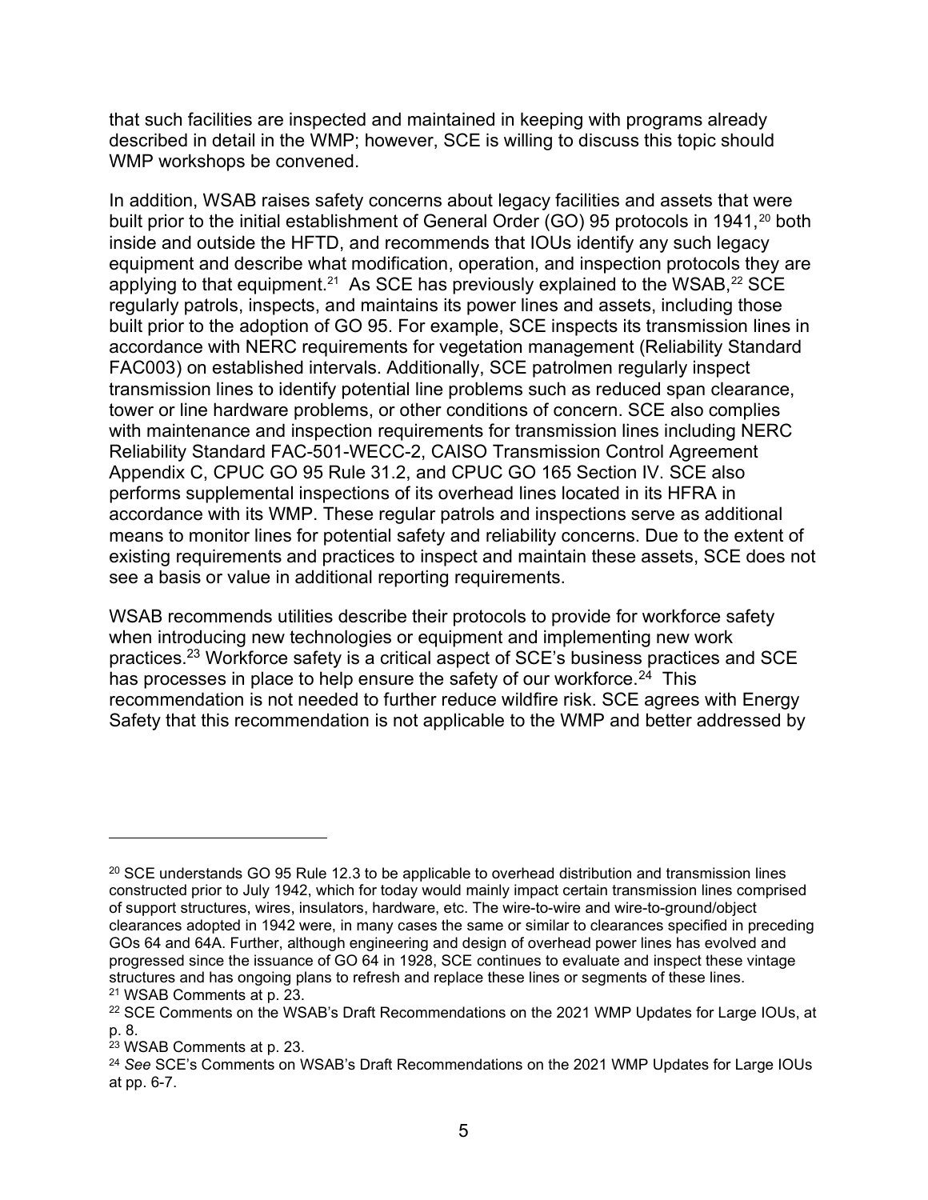that such facilities are inspected and maintained in keeping with programs already described in detail in the WMP; however, SCE is willing to discuss this topic should WMP workshops be convened.

In addition, WSAB raises safety concerns about legacy facilities and assets that were built prior to the initial establishment of General Order (GO) 95 protocols in 1941,[20] both inside and outside the HFTD, and recommends that IOUs identify any such legacy equipment and describe what modification, operation, and inspection protocols they are applying to that equipment.[21] As SCE has previously explained to the WSAB,[22] SCE regularly patrols, inspects, and maintains its power lines and assets, including those built prior to the adoption of GO 95. For example, SCE inspects its transmission lines in accordance with NERC requirements for vegetation management (Reliability Standard FAC003) on established intervals. Additionally, SCE patrolmen regularly inspect transmission lines to identify potential line problems such as reduced span clearance, tower or line hardware problems, or other conditions of concern. SCE also complies with maintenance and inspection requirements for transmission lines including NERC Reliability Standard FAC-501-WECC-2, CAISO Transmission Control Agreement Appendix C, CPUC GO 95 Rule 31.2, and CPUC GO 165 Section IV. SCE also performs supplemental inspections of its overhead lines located in its HFRA in accordance with its WMP. These regular patrols and inspections serve as additional means to monitor lines for potential safety and reliability concerns. Due to the extent of existing requirements and practices to inspect and maintain these assets, SCE does not see a basis or value in additional reporting requirements.

WSAB recommends utilities describe their protocols to provide for workforce safety when introducing new technologies or equipment and implementing new work practices.[23] Workforce safety is a critical aspect of SCE's business practices and SCE has processes in place to help ensure the safety of our workforce.[24] This recommendation is not needed to further reduce wildfire risk. SCE agrees with Energy Safety that this recommendation is not applicable to the WMP and better addressed by

---

[20] SCE understands GO 95 Rule 12.3 to be applicable to overhead distribution and transmission lines constructed prior to July 1942, which for today would mainly impact certain transmission lines comprised of support structures, wires, insulators, hardware, etc. The wire-to-wire and wire-to-ground/object clearances adopted in 1942 were, in many cases the same or similar to clearances specified in preceding GOs 64 and 64A. Further, although engineering and design of overhead power lines has evolved and progressed since the issuance of GO 64 in 1928, SCE continues to evaluate and inspect these vintage structures and has ongoing plans to refresh and replace these lines or segments of these lines.

[21] WSAB Comments at p. 23.

[22] SCE Comments on the WSAB's Draft Recommendations on the 2021 WMP Updates for Large IOUs, at p. 8.

[23] WSAB Comments at p. 23.

[24] *See* SCE's Comments on WSAB's Draft Recommendations on the 2021 WMP Updates for Large IOUs at pp. 6-7.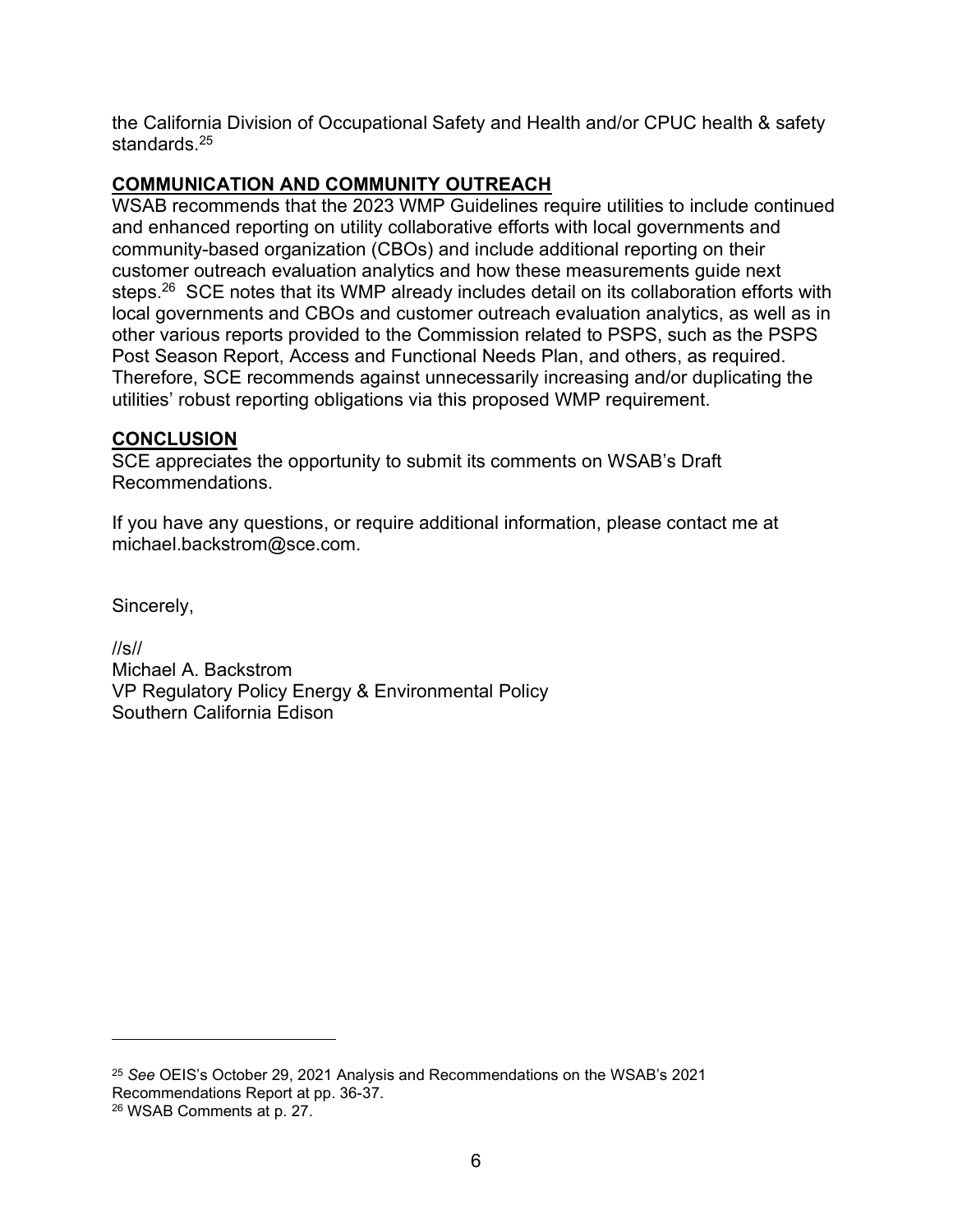the California Division of Occupational Safety and Health and/or CPUC health & safety standards.[25]

## COMMUNICATION AND COMMUNITY OUTREACH

WSAB recommends that the 2023 WMP Guidelines require utilities to include continued and enhanced reporting on utility collaborative efforts with local governments and community-based organization (CBOs) and include additional reporting on their customer outreach evaluation analytics and how these measurements guide next steps.[26] SCE notes that its WMP already includes detail on its collaboration efforts with local governments and CBOs and customer outreach evaluation analytics, as well as in other various reports provided to the Commission related to PSPS, such as the PSPS Post Season Report, Access and Functional Needs Plan, and others, as required. Therefore, SCE recommends against unnecessarily increasing and/or duplicating the utilities' robust reporting obligations via this proposed WMP requirement.

## CONCLUSION

SCE appreciates the opportunity to submit its comments on WSAB's Draft Recommendations.

If you have any questions, or require additional information, please contact me at michael.backstrom@sce.com.

Sincerely,

//s//
Michael A. Backstrom
VP Regulatory Policy Energy & Environmental Policy
Southern California Edison

---

[25] *See* OEIS's October 29, 2021 Analysis and Recommendations on the WSAB's 2021 Recommendations Report at pp. 36-37.

[26] WSAB Comments at p. 27.